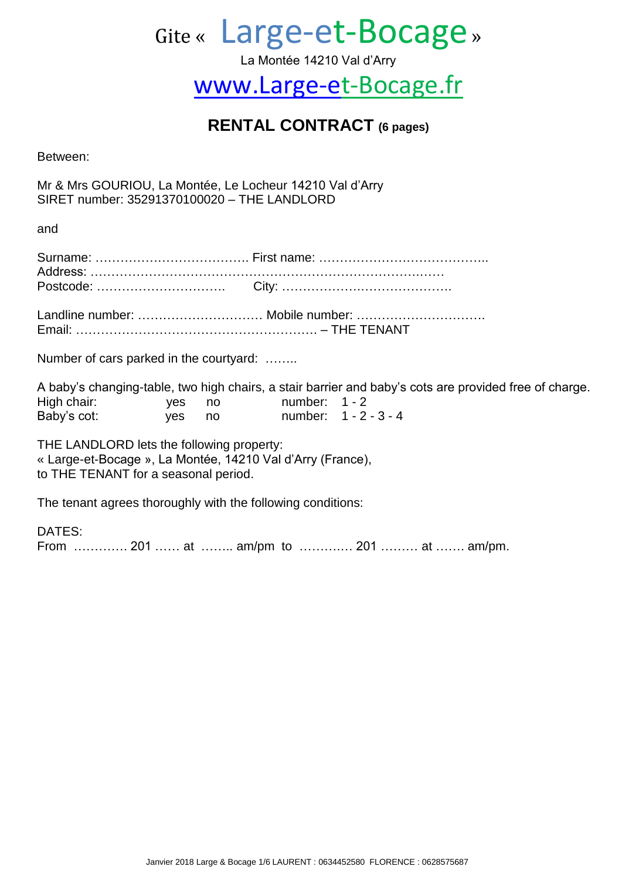# Gite « Large-et-Bocage »

La Montée 14210 Val d'Arry

www.Large-et-Bocage.fr

## RENTAL CONTRACT (6 pages)

Between:

Mr & Mrs GOURIOU, La Montée, Le Locheur 14210 Val d'Arry
SIRET number: 35291370100020 – THE LANDLORD

and

Surname: ………………………………. First name: …………………………………..
Address: ……………………………………………………………………….…
Postcode: …………………………. City: ………………………………….

Landline number: ………………………… Mobile number: ………………………….
Email: …………………………………………………. – THE TENANT

Number of cars parked in the courtyard: ……..

A baby's changing-table, two high chairs, a stair barrier and baby's cots are provided free of charge.

| | | | | |
|---|---|---|---|---|
| High chair: | yes | no | number: | 1 - 2 |
| Baby's cot: | yes | no | number: | 1 - 2 - 3 - 4 |

THE LANDLORD lets the following property:
« Large-et-Bocage », La Montée, 14210 Val d'Arry (France),
to THE TENANT for a seasonal period.

The tenant agrees thoroughly with the following conditions:

DATES:
From …………. 201 …… at …….. am/pm to ………… 201 ……… at ……. am/pm.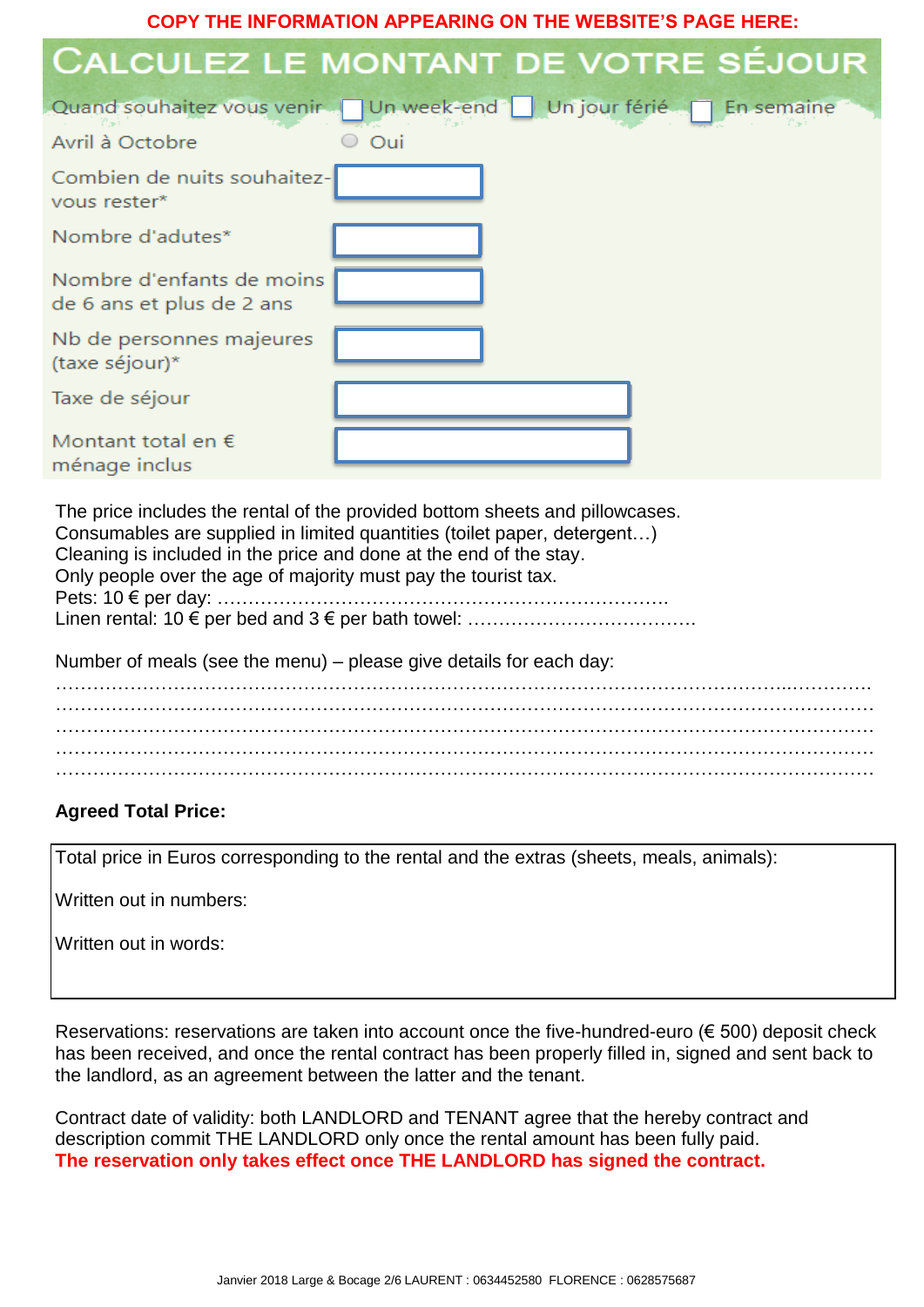**COPY THE INFORMATION APPEARING ON THE WEBSITE'S PAGE HERE:**

## CALCULEZ LE MONTANT DE VOTRE SÉJOUR

| | |
|---|---|
| Quand souhaitez vous venir | ☐ Un week-end ☐ Un jour férié ☐ En semaine |
| Avril à Octobre | ○ Oui |
| Combien de nuits souhaitez-vous rester* | |
| Nombre d'adutes* | |
| Nombre d'enfants de moins de 6 ans et plus de 2 ans | |
| Nb de personnes majeures (taxe séjour)* | |
| Taxe de séjour | |
| Montant total en € ménage inclus | |

The price includes the rental of the provided bottom sheets and pillowcases.
Consumables are supplied in limited quantities (toilet paper, detergent…)
Cleaning is included in the price and done at the end of the stay.
Only people over the age of majority must pay the tourist tax.
Pets: 10 € per day: ……………………………………………………………….
Linen rental: 10 € per bed and 3 € per bath towel: ……………………………….

Number of meals (see the menu) – please give details for each day:
…………………………………………………………………………………………………………………
…………………………………………………………………………………………………………………
…………………………………………………………………………………………………………………
…………………………………………………………………………………………………………………
…………………………………………………………………………………………………………………

**Agreed Total Price:**

Total price in Euros corresponding to the rental and the extras (sheets, meals, animals):

Written out in numbers:

Written out in words:

Reservations: reservations are taken into account once the five-hundred-euro (€ 500) deposit check has been received, and once the rental contract has been properly filled in, signed and sent back to the landlord, as an agreement between the latter and the tenant.

Contract date of validity: both LANDLORD and TENANT agree that the hereby contract and description commit THE LANDLORD only once the rental amount has been fully paid.
**The reservation only takes effect once THE LANDLORD has signed the contract.**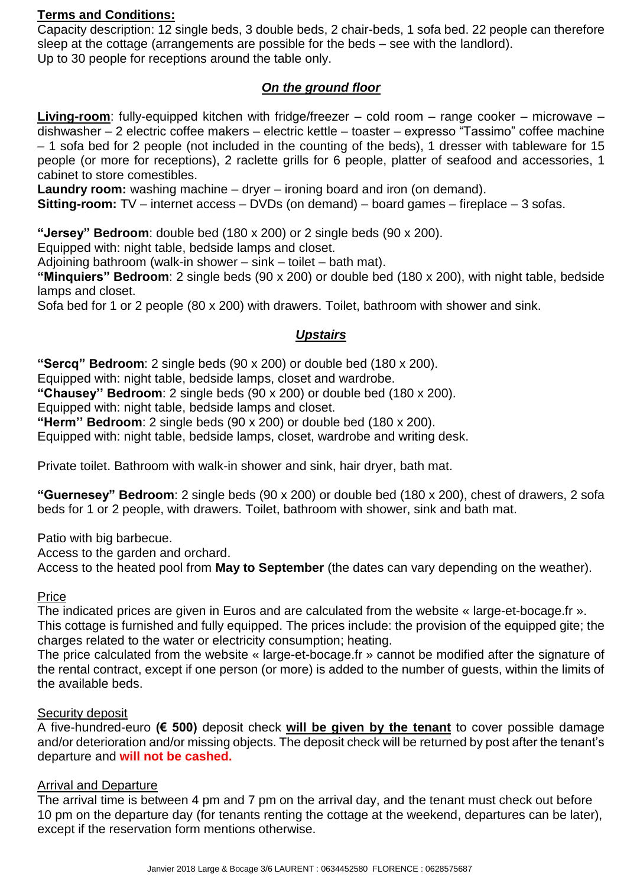**Terms and Conditions:**

Capacity description: 12 single beds, 3 double beds, 2 chair-beds, 1 sofa bed. 22 people can therefore sleep at the cottage (arrangements are possible for the beds – see with the landlord).
Up to 30 people for receptions around the table only.

## ***On the ground floor***

**Living-room**: fully-equipped kitchen with fridge/freezer – cold room – range cooker – microwave – dishwasher – 2 electric coffee makers – electric kettle – toaster – expresso "Tassimo" coffee machine – 1 sofa bed for 2 people (not included in the counting of the beds), 1 dresser with tableware for 15 people (or more for receptions), 2 raclette grills for 6 people, platter of seafood and accessories, 1 cabinet to store comestibles.
**Laundry room:** washing machine – dryer – ironing board and iron (on demand).
**Sitting-room:** TV – internet access – DVDs (on demand) – board games – fireplace – 3 sofas.

**"Jersey" Bedroom**: double bed (180 x 200) or 2 single beds (90 x 200).
Equipped with: night table, bedside lamps and closet.
Adjoining bathroom (walk-in shower – sink – toilet – bath mat).
**"Minquiers" Bedroom**: 2 single beds (90 x 200) or double bed (180 x 200), with night table, bedside lamps and closet.
Sofa bed for 1 or 2 people (80 x 200) with drawers. Toilet, bathroom with shower and sink.

## ***Upstairs***

**"Sercq" Bedroom**: 2 single beds (90 x 200) or double bed (180 x 200).
Equipped with: night table, bedside lamps, closet and wardrobe.
**"Chausey'' Bedroom**: 2 single beds (90 x 200) or double bed (180 x 200).
Equipped with: night table, bedside lamps and closet.
**"Herm'' Bedroom**: 2 single beds (90 x 200) or double bed (180 x 200).
Equipped with: night table, bedside lamps, closet, wardrobe and writing desk.

Private toilet. Bathroom with walk-in shower and sink, hair dryer, bath mat.

**"Guernesey" Bedroom**: 2 single beds (90 x 200) or double bed (180 x 200), chest of drawers, 2 sofa beds for 1 or 2 people, with drawers. Toilet, bathroom with shower, sink and bath mat.

Patio with big barbecue.
Access to the garden and orchard.
Access to the heated pool from **May to September** (the dates can vary depending on the weather).

### Price

The indicated prices are given in Euros and are calculated from the website « large-et-bocage.fr ».
This cottage is furnished and fully equipped. The prices include: the provision of the equipped gite; the charges related to the water or electricity consumption; heating.
The price calculated from the website « large-et-bocage.fr » cannot be modified after the signature of the rental contract, except if one person (or more) is added to the number of guests, within the limits of the available beds.

### Security deposit

A five-hundred-euro **(€ 500)** deposit check **will be given by the tenant** to cover possible damage and/or deterioration and/or missing objects. The deposit check will be returned by post after the tenant's departure and **will not be cashed.**

### Arrival and Departure

The arrival time is between 4 pm and 7 pm on the arrival day, and the tenant must check out before 10 pm on the departure day (for tenants renting the cottage at the weekend, departures can be later), except if the reservation form mentions otherwise.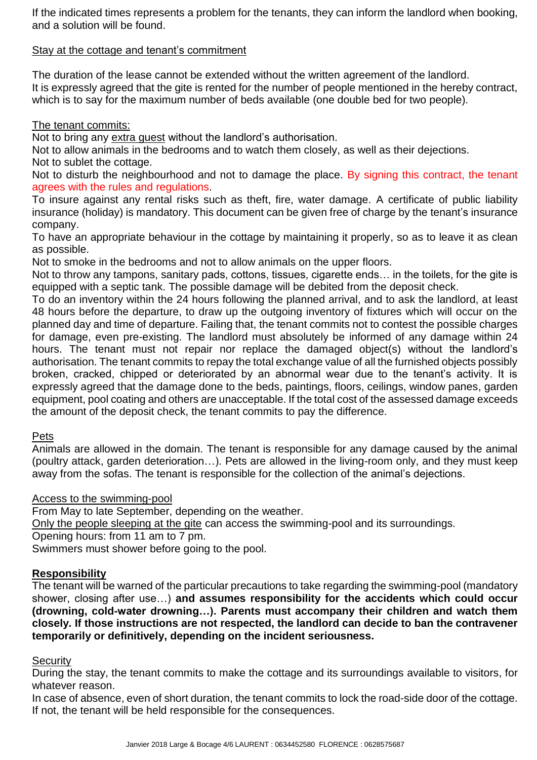If the indicated times represents a problem for the tenants, they can inform the landlord when booking, and a solution will be found.

Stay at the cottage and tenant's commitment

The duration of the lease cannot be extended without the written agreement of the landlord.
It is expressly agreed that the gite is rented for the number of people mentioned in the hereby contract, which is to say for the maximum number of beds available (one double bed for two people).

The tenant commits:

Not to bring any extra guest without the landlord's authorisation.
Not to allow animals in the bedrooms and to watch them closely, as well as their dejections.
Not to sublet the cottage.
Not to disturb the neighbourhood and not to damage the place. By signing this contract, the tenant agrees with the rules and regulations.
To insure against any rental risks such as theft, fire, water damage. A certificate of public liability insurance (holiday) is mandatory. This document can be given free of charge by the tenant's insurance company.
To have an appropriate behaviour in the cottage by maintaining it properly, so as to leave it as clean as possible.
Not to smoke in the bedrooms and not to allow animals on the upper floors.
Not to throw any tampons, sanitary pads, cottons, tissues, cigarette ends… in the toilets, for the gite is equipped with a septic tank. The possible damage will be debited from the deposit check.
To do an inventory within the 24 hours following the planned arrival, and to ask the landlord, at least 48 hours before the departure, to draw up the outgoing inventory of fixtures which will occur on the planned day and time of departure. Failing that, the tenant commits not to contest the possible charges for damage, even pre-existing. The landlord must absolutely be informed of any damage within 24 hours. The tenant must not repair nor replace the damaged object(s) without the landlord's authorisation. The tenant commits to repay the total exchange value of all the furnished objects possibly broken, cracked, chipped or deteriorated by an abnormal wear due to the tenant's activity. It is expressly agreed that the damage done to the beds, paintings, floors, ceilings, window panes, garden equipment, pool coating and others are unacceptable. If the total cost of the assessed damage exceeds the amount of the deposit check, the tenant commits to pay the difference.

Pets

Animals are allowed in the domain. The tenant is responsible for any damage caused by the animal (poultry attack, garden deterioration…). Pets are allowed in the living-room only, and they must keep away from the sofas. The tenant is responsible for the collection of the animal's dejections.

Access to the swimming-pool

From May to late September, depending on the weather.
Only the people sleeping at the gite can access the swimming-pool and its surroundings.
Opening hours: from 11 am to 7 pm.
Swimmers must shower before going to the pool.

**Responsibility**

The tenant will be warned of the particular precautions to take regarding the swimming-pool (mandatory shower, closing after use…) **and assumes responsibility for the accidents which could occur (drowning, cold-water drowning…). Parents must accompany their children and watch them closely. If those instructions are not respected, the landlord can decide to ban the contravener temporarily or definitively, depending on the incident seriousness.**

Security

During the stay, the tenant commits to make the cottage and its surroundings available to visitors, for whatever reason.
In case of absence, even of short duration, the tenant commits to lock the road-side door of the cottage. If not, the tenant will be held responsible for the consequences.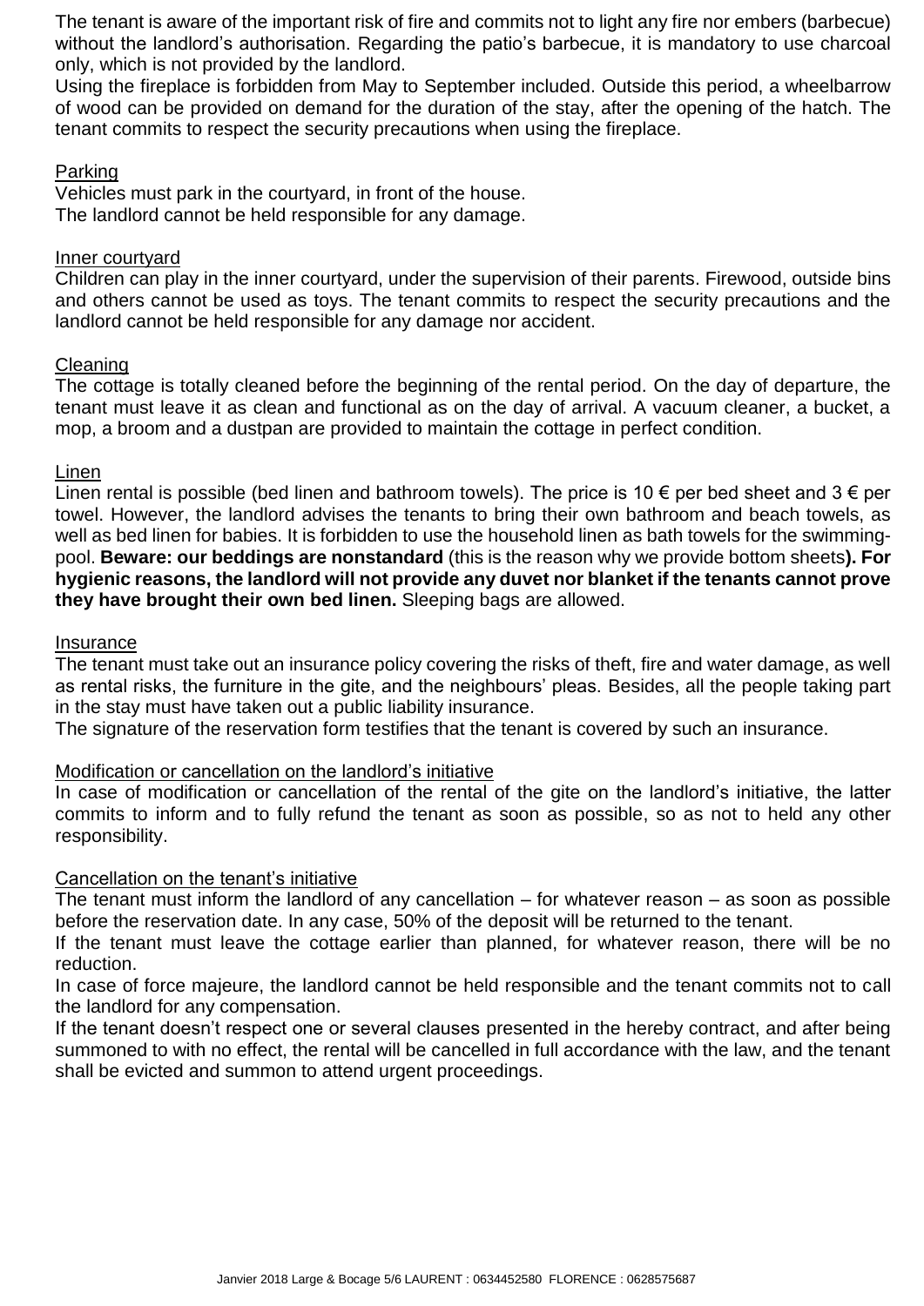The tenant is aware of the important risk of fire and commits not to light any fire nor embers (barbecue) without the landlord's authorisation. Regarding the patio's barbecue, it is mandatory to use charcoal only, which is not provided by the landlord.

Using the fireplace is forbidden from May to September included. Outside this period, a wheelbarrow of wood can be provided on demand for the duration of the stay, after the opening of the hatch. The tenant commits to respect the security precautions when using the fireplace.

<u>Parking</u>

Vehicles must park in the courtyard, in front of the house.
The landlord cannot be held responsible for any damage.

<u>Inner courtyard</u>

Children can play in the inner courtyard, under the supervision of their parents. Firewood, outside bins and others cannot be used as toys. The tenant commits to respect the security precautions and the landlord cannot be held responsible for any damage nor accident.

<u>Cleaning</u>

The cottage is totally cleaned before the beginning of the rental period. On the day of departure, the tenant must leave it as clean and functional as on the day of arrival. A vacuum cleaner, a bucket, a mop, a broom and a dustpan are provided to maintain the cottage in perfect condition.

<u>Linen</u>

Linen rental is possible (bed linen and bathroom towels). The price is 10 € per bed sheet and 3 € per towel. However, the landlord advises the tenants to bring their own bathroom and beach towels, as well as bed linen for babies. It is forbidden to use the household linen as bath towels for the swimming-pool. **Beware: our beddings are nonstandard** (this is the reason why we provide bottom sheets**). For hygienic reasons, the landlord will not provide any duvet nor blanket if the tenants cannot prove they have brought their own bed linen.** Sleeping bags are allowed.

<u>Insurance</u>

The tenant must take out an insurance policy covering the risks of theft, fire and water damage, as well as rental risks, the furniture in the gite, and the neighbours' pleas. Besides, all the people taking part in the stay must have taken out a public liability insurance.

The signature of the reservation form testifies that the tenant is covered by such an insurance.

<u>Modification or cancellation on the landlord's initiative</u>

In case of modification or cancellation of the rental of the gite on the landlord's initiative, the latter commits to inform and to fully refund the tenant as soon as possible, so as not to held any other responsibility.

<u>Cancellation on the tenant's initiative</u>

The tenant must inform the landlord of any cancellation – for whatever reason – as soon as possible before the reservation date. In any case, 50% of the deposit will be returned to the tenant.

If the tenant must leave the cottage earlier than planned, for whatever reason, there will be no reduction.

In case of force majeure, the landlord cannot be held responsible and the tenant commits not to call the landlord for any compensation.

If the tenant doesn't respect one or several clauses presented in the hereby contract, and after being summoned to with no effect, the rental will be cancelled in full accordance with the law, and the tenant shall be evicted and summon to attend urgent proceedings.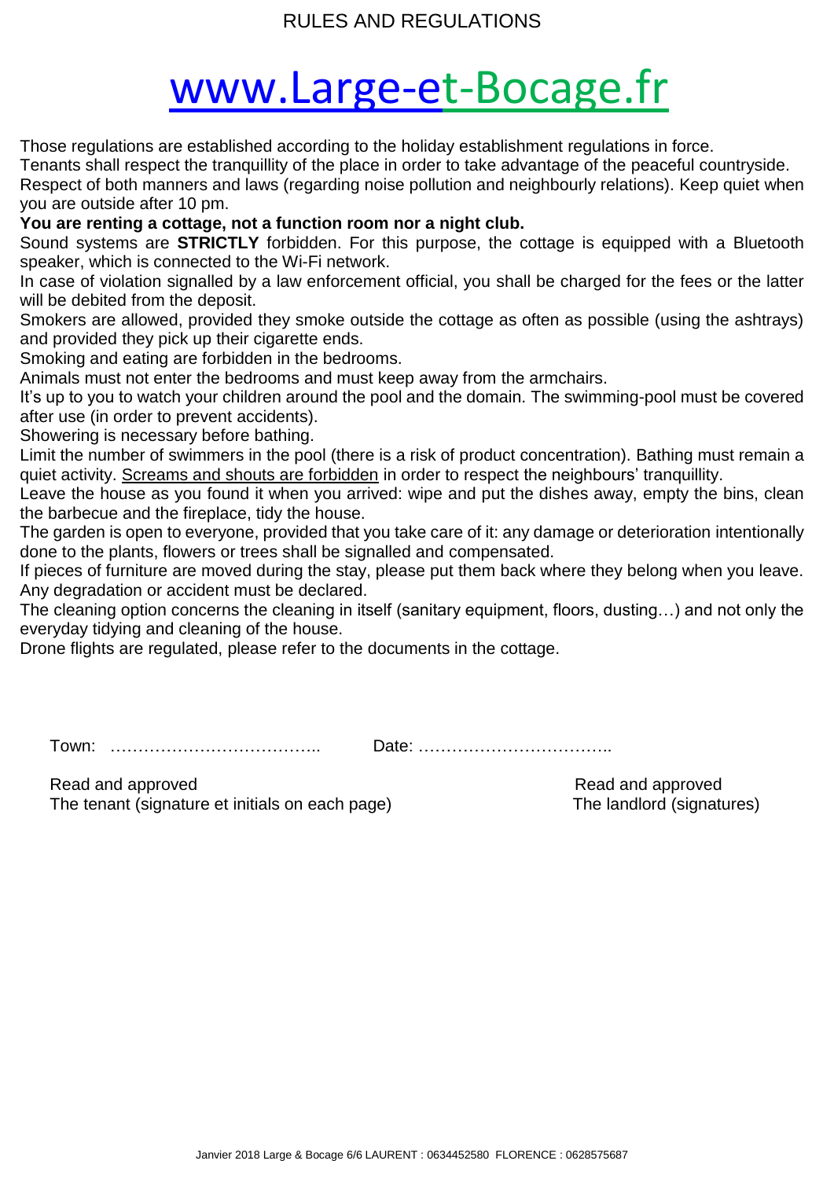RULES AND REGULATIONS

# www.Large-et-Bocage.fr

Those regulations are established according to the holiday establishment regulations in force.
Tenants shall respect the tranquillity of the place in order to take advantage of the peaceful countryside.
Respect of both manners and laws (regarding noise pollution and neighbourly relations). Keep quiet when you are outside after 10 pm.

**You are renting a cottage, not a function room nor a night club.**

Sound systems are **STRICTLY** forbidden. For this purpose, the cottage is equipped with a Bluetooth speaker, which is connected to the Wi-Fi network.
In case of violation signalled by a law enforcement official, you shall be charged for the fees or the latter will be debited from the deposit.
Smokers are allowed, provided they smoke outside the cottage as often as possible (using the ashtrays) and provided they pick up their cigarette ends.
Smoking and eating are forbidden in the bedrooms.
Animals must not enter the bedrooms and must keep away from the armchairs.
It's up to you to watch your children around the pool and the domain. The swimming-pool must be covered after use (in order to prevent accidents).
Showering is necessary before bathing.
Limit the number of swimmers in the pool (there is a risk of product concentration). Bathing must remain a quiet activity. <u>Screams and shouts are forbidden</u> in order to respect the neighbours' tranquillity.
Leave the house as you found it when you arrived: wipe and put the dishes away, empty the bins, clean the barbecue and the fireplace, tidy the house.
The garden is open to everyone, provided that you take care of it: any damage or deterioration intentionally done to the plants, flowers or trees shall be signalled and compensated.
If pieces of furniture are moved during the stay, please put them back where they belong when you leave.
Any degradation or accident must be declared.
The cleaning option concerns the cleaning in itself (sanitary equipment, floors, dusting…) and not only the everyday tidying and cleaning of the house.
Drone flights are regulated, please refer to the documents in the cottage.

Town: ……………………………….. Date: ……………………………..

Read and approved
The tenant (signature et initials on each page)

Read and approved
The landlord (signatures)

Janvier 2018 Large & Bocage 6/6 LAURENT : 0634452580 FLORENCE : 0628575687